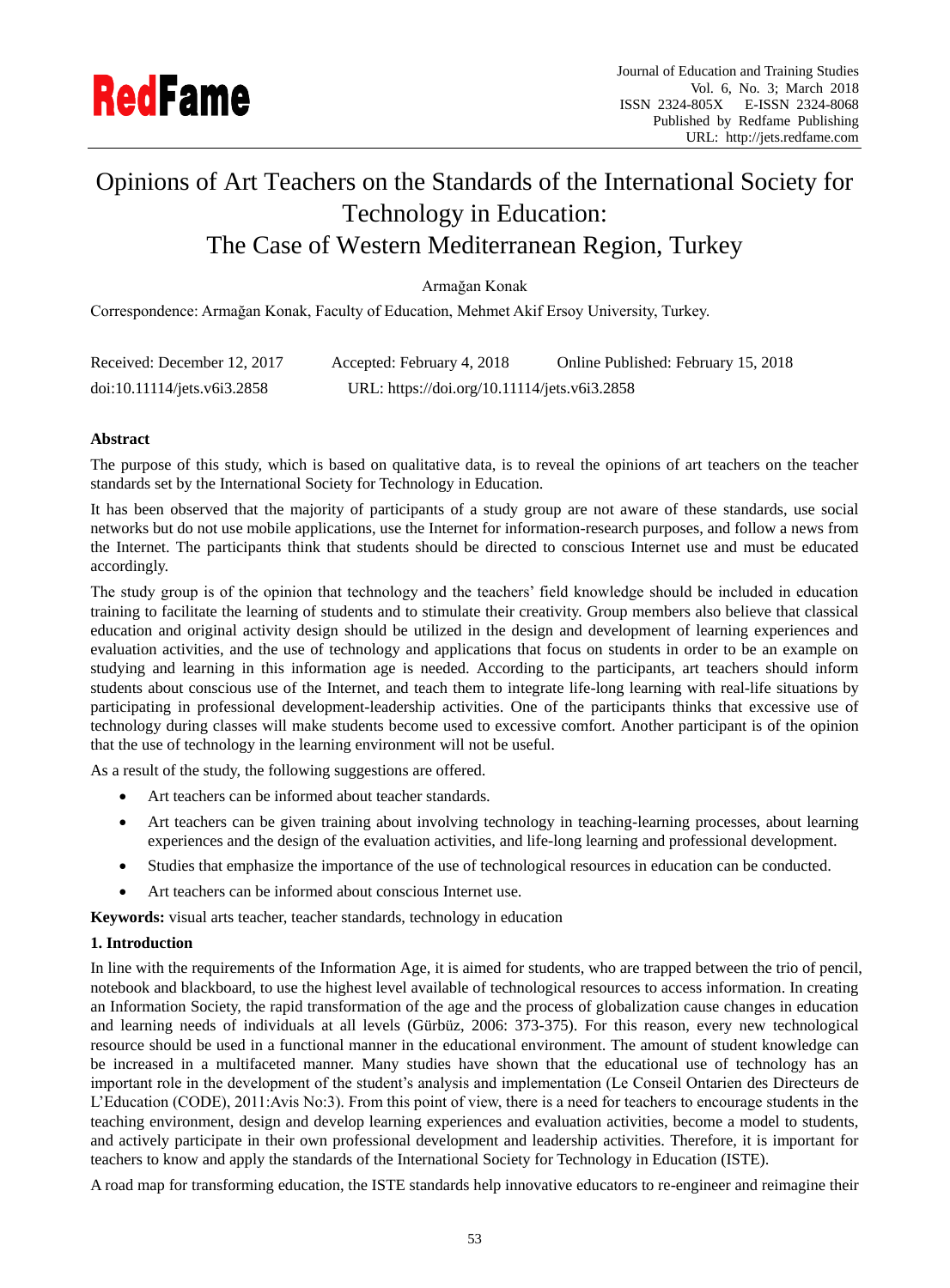# Opinions of Art Teachers on the Standards of the International Society for Technology in Education: The Case of Western Mediterranean Region, Turkey

Armağan Konak

Correspondence: Armağan Konak, Faculty of Education, Mehmet Akif Ersoy University, Turkey.

Received: December 12, 2017 Accepted: February 4, 2018 Online Published: February 15, 2018

doi:10.11114/jets.v6i3.2858 URL: https://doi.org/10.11114/jets.v6i3.2858

**Abstract**

The purpose of this study, which is based on qualitative data, is to reveal the opinions of art teachers on the teacher standards set by the International Society for Technology in Education.

It has been observed that the majority of participants of a study group are not aware of these standards, use social networks but do not use mobile applications, use the Internet for information-research purposes, and follow a news from the Internet. The participants think that students should be directed to conscious Internet use and must be educated accordingly.

The study group is of the opinion that technology and the teachers' field knowledge should be included in education training to facilitate the learning of students and to stimulate their creativity. Group members also believe that classical education and original activity design should be utilized in the design and development of learning experiences and evaluation activities, and the use of technology and applications that focus on students in order to be an example on studying and learning in this information age is needed. According to the participants, art teachers should inform students about conscious use of the Internet, and teach them to integrate life-long learning with real-life situations by participating in professional development-leadership activities. One of the participants thinks that excessive use of technology during classes will make students become used to excessive comfort. Another participant is of the opinion that the use of technology in the learning environment will not be useful.

As a result of the study, the following suggestions are offered.

- Art teachers can be informed about teacher standards.
- Art teachers can be given training about involving technology in teaching-learning processes, about learning experiences and the design of the evaluation activities, and life-long learning and professional development.
- Studies that emphasize the importance of the use of technological resources in education can be conducted.
- Art teachers can be informed about conscious Internet use.

**Keywords:** visual arts teacher, teacher standards, technology in education

## 1. Introduction

In line with the requirements of the Information Age, it is aimed for students, who are trapped between the trio of pencil, notebook and blackboard, to use the highest level available of technological resources to access information. In creating an Information Society, the rapid transformation of the age and the process of globalization cause changes in education and learning needs of individuals at all levels (Gürbüz, 2006: 373-375). For this reason, every new technological resource should be used in a functional manner in the educational environment. The amount of student knowledge can be increased in a multifaceted manner. Many studies have shown that the educational use of technology has an important role in the development of the student's analysis and implementation (Le Conseil Ontarien des Directeurs de L'Education (CODE), 2011:Avis No:3). From this point of view, there is a need for teachers to encourage students in the teaching environment, design and develop learning experiences and evaluation activities, become a model to students, and actively participate in their own professional development and leadership activities. Therefore, it is important for teachers to know and apply the standards of the International Society for Technology in Education (ISTE).

A road map for transforming education, the ISTE standards help innovative educators to re-engineer and reimagine their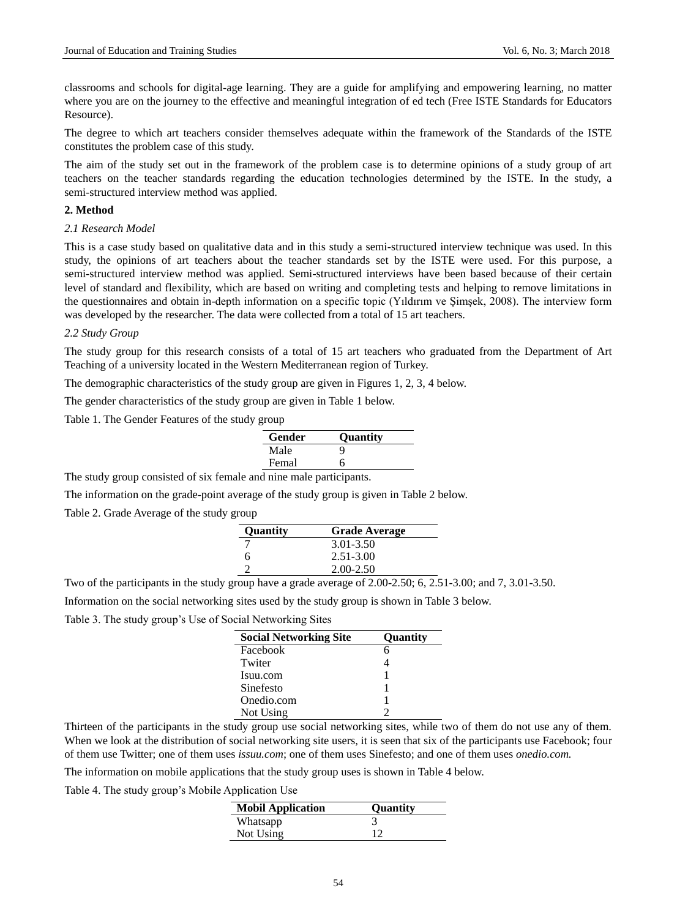classrooms and schools for digital-age learning. They are a guide for amplifying and empowering learning, no matter where you are on the journey to the effective and meaningful integration of ed tech (Free ISTE Standards for Educators Resource).

The degree to which art teachers consider themselves adequate within the framework of the Standards of the ISTE constitutes the problem case of this study.

The aim of the study set out in the framework of the problem case is to determine opinions of a study group of art teachers on the teacher standards regarding the education technologies determined by the ISTE. In the study, a semi-structured interview method was applied.

## 2. Method

### *2.1 Research Model*

This is a case study based on qualitative data and in this study a semi-structured interview technique was used. In this study, the opinions of art teachers about the teacher standards set by the ISTE were used. For this purpose, a semi-structured interview method was applied. Semi-structured interviews have been based because of their certain level of standard and flexibility, which are based on writing and completing tests and helping to remove limitations in the questionnaires and obtain in-depth information on a specific topic (Yıldırım ve Şimşek, 2008). The interview form was developed by the researcher. The data were collected from a total of 15 art teachers.

### *2.2 Study Group*

The study group for this research consists of a total of 15 art teachers who graduated from the Department of Art Teaching of a university located in the Western Mediterranean region of Turkey.

The demographic characteristics of the study group are given in Figures 1, 2, 3, 4 below.

The gender characteristics of the study group are given in Table 1 below.

Table 1. The Gender Features of the study group

| Gender | Quantity |
|---|---|
| Male | 9 |
| Femal | 6 |

The study group consisted of six female and nine male participants.

The information on the grade-point average of the study group is given in Table 2 below.

Table 2. Grade Average of the study group

| Quantity | Grade Average |
|---|---|
| 7 | 3.01-3.50 |
| 6 | 2.51-3.00 |
| 2 | 2.00-2.50 |

Two of the participants in the study group have a grade average of 2.00-2.50; 6, 2.51-3.00; and 7, 3.01-3.50.

Information on the social networking sites used by the study group is shown in Table 3 below.

Table 3. The study group's Use of Social Networking Sites

| Social Networking Site | Quantity |
|---|---|
| Facebook | 6 |
| Twiter | 4 |
| Isuu.com | 1 |
| Sinefesto | 1 |
| Onedio.com | 1 |
| Not Using | 2 |

Thirteen of the participants in the study group use social networking sites, while two of them do not use any of them. When we look at the distribution of social networking site users, it is seen that six of the participants use Facebook; four of them use Twitter; one of them uses *issuu.com*; one of them uses Sinefesto; and one of them uses *onedio.com.*

The information on mobile applications that the study group uses is shown in Table 4 below.

Table 4. The study group's Mobile Application Use

| Mobil Application | Quantity |
|---|---|
| Whatsapp | 3 |
| Not Using | 12 |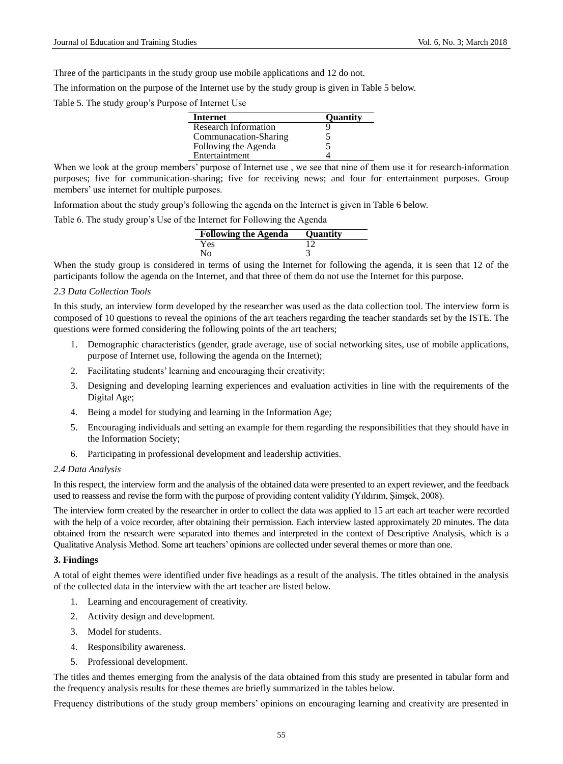Three of the participants in the study group use mobile applications and 12 do not.

The information on the purpose of the Internet use by the study group is given in Table 5 below.

Table 5. The study group's Purpose of Internet Use

| Internet | Quantity |
|---|---|
| Research Information | 9 |
| Communacation-Sharing | 5 |
| Folloving the Agenda | 5 |
| Entertaintment | 4 |

When we look at the group members' purpose of Internet use , we see that nine of them use it for research-information purposes; five for communication-sharing; five for receiving news; and four for entertainment purposes. Group members' use internet for multiple purposes.

Information about the study group's following the agenda on the Internet is given in Table 6 below.

Table 6. The study group's Use of the Internet for Following the Agenda

| Following the Agenda | Quantity |
|---|---|
| Yes | 12 |
| No | 3 |

When the study group is considered in terms of using the Internet for following the agenda, it is seen that 12 of the participants follow the agenda on the Internet, and that three of them do not use the Internet for this purpose.

### *2.3 Data Collection Tools*

In this study, an interview form developed by the researcher was used as the data collection tool. The interview form is composed of 10 questions to reveal the opinions of the art teachers regarding the teacher standards set by the ISTE. The questions were formed considering the following points of the art teachers;

1. Demographic characteristics (gender, grade average, use of social networking sites, use of mobile applications, purpose of Internet use, following the agenda on the Internet);
2. Facilitating students' learning and encouraging their creativity;
3. Designing and developing learning experiences and evaluation activities in line with the requirements of the Digital Age;
4. Being a model for studying and learning in the Information Age;
5. Encouraging individuals and setting an example for them regarding the responsibilities that they should have in the Information Society;
6. Participating in professional development and leadership activities.

### *2.4 Data Analysis*

In this respect, the interview form and the analysis of the obtained data were presented to an expert reviewer, and the feedback used to reassess and revise the form with the purpose of providing content validity (Yıldırım, Şimşek, 2008).

The interview form created by the researcher in order to collect the data was applied to 15 art each art teacher were recorded with the help of a voice recorder, after obtaining their permission. Each interview lasted approximately 20 minutes. The data obtained from the research were separated into themes and interpreted in the context of Descriptive Analysis, which is a Qualitative Analysis Method. Some art teachers' opinions are collected under several themes or more than one.

## 3. Findings

A total of eight themes were identified under five headings as a result of the analysis. The titles obtained in the analysis of the collected data in the interview with the art teacher are listed below.

1. Learning and encouragement of creativity.
2. Activity design and development.
3. Model for students.
4. Responsibility awareness.
5. Professional development.

The titles and themes emerging from the analysis of the data obtained from this study are presented in tabular form and the frequency analysis results for these themes are briefly summarized in the tables below.

Frequency distributions of the study group members' opinions on encouraging learning and creativity are presented in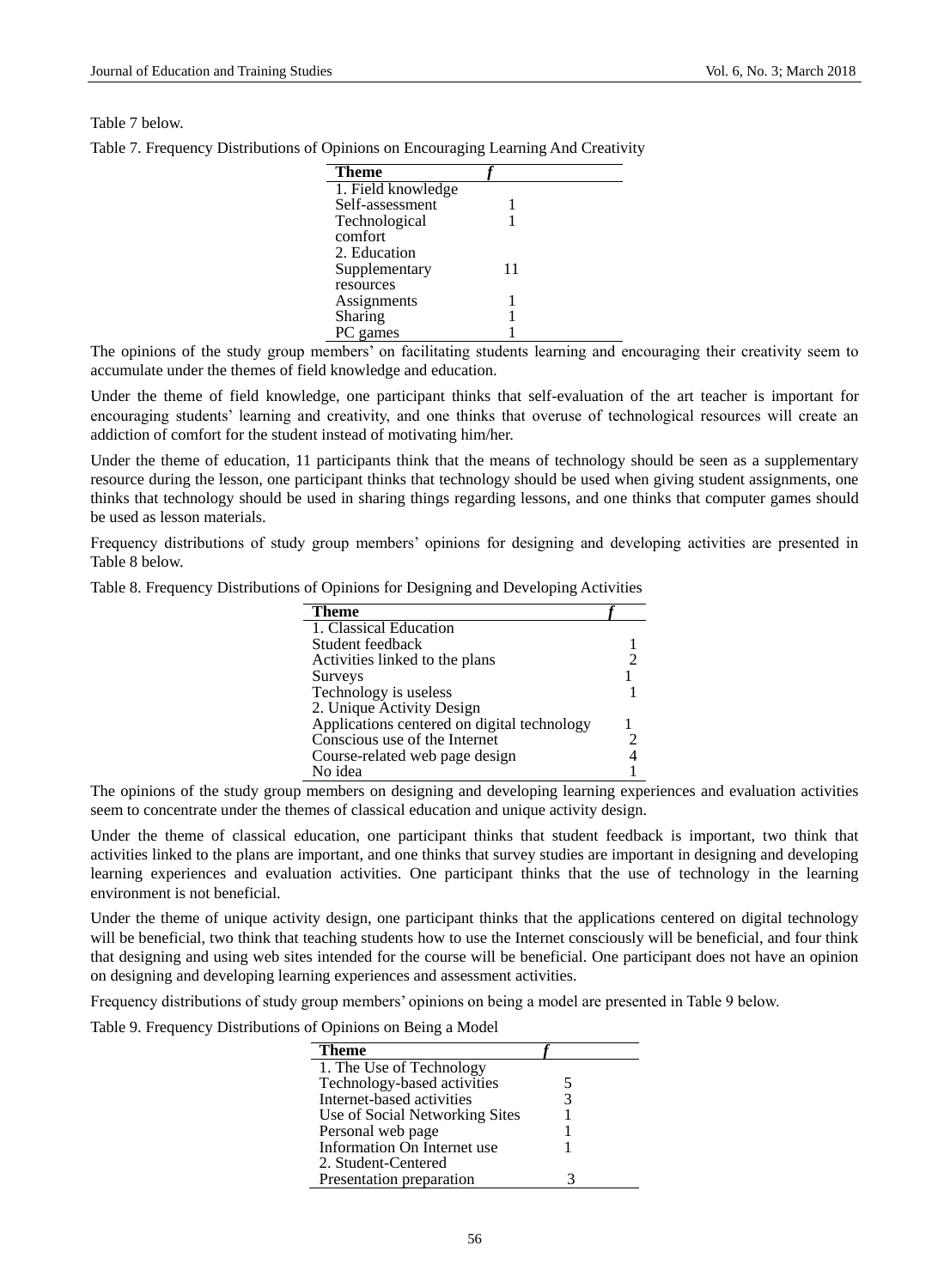Table 7 below.

Table 7. Frequency Distributions of Opinions on Encouraging Learning And Creativity

| Theme | f |
|---|---|
| 1. Field knowledge | |
| Self-assessment | 1 |
| Technological comfort | 1 |
| 2. Education | |
| Supplementary resources | 11 |
| Assignments | 1 |
| Sharing | 1 |
| PC games | 1 |

The opinions of the study group members' on facilitating students learning and encouraging their creativity seem to accumulate under the themes of field knowledge and education.

Under the theme of field knowledge, one participant thinks that self-evaluation of the art teacher is important for encouraging students' learning and creativity, and one thinks that overuse of technological resources will create an addiction of comfort for the student instead of motivating him/her.

Under the theme of education, 11 participants think that the means of technology should be seen as a supplementary resource during the lesson, one participant thinks that technology should be used when giving student assignments, one thinks that technology should be used in sharing things regarding lessons, and one thinks that computer games should be used as lesson materials.

Frequency distributions of study group members' opinions for designing and developing activities are presented in Table 8 below.

Table 8. Frequency Distributions of Opinions for Designing and Developing Activities

| Theme | f |
|---|---|
| 1. Classical Education | |
| Student feedback | 1 |
| Activities linked to the plans | 2 |
| Surveys | 1 |
| Technology is useless | 1 |
| 2. Unique Activity Design | |
| Applications centered on digital technology | 1 |
| Conscious use of the Internet | 2 |
| Course-related web page design | 4 |
| No idea | 1 |

The opinions of the study group members on designing and developing learning experiences and evaluation activities seem to concentrate under the themes of classical education and unique activity design.

Under the theme of classical education, one participant thinks that student feedback is important, two think that activities linked to the plans are important, and one thinks that survey studies are important in designing and developing learning experiences and evaluation activities. One participant thinks that the use of technology in the learning environment is not beneficial.

Under the theme of unique activity design, one participant thinks that the applications centered on digital technology will be beneficial, two think that teaching students how to use the Internet consciously will be beneficial, and four think that designing and using web sites intended for the course will be beneficial. One participant does not have an opinion on designing and developing learning experiences and assessment activities.

Frequency distributions of study group members' opinions on being a model are presented in Table 9 below.

Table 9. Frequency Distributions of Opinions on Being a Model

| Theme | f |
|---|---|
| 1. The Use of Technology | |
| Technology-based activities | 5 |
| Internet-based activities | 3 |
| Use of Social Networking Sites | 1 |
| Personal web page | 1 |
| Information On Internet use | 1 |
| 2. Student-Centered | |
| Presentation preparation | 3 |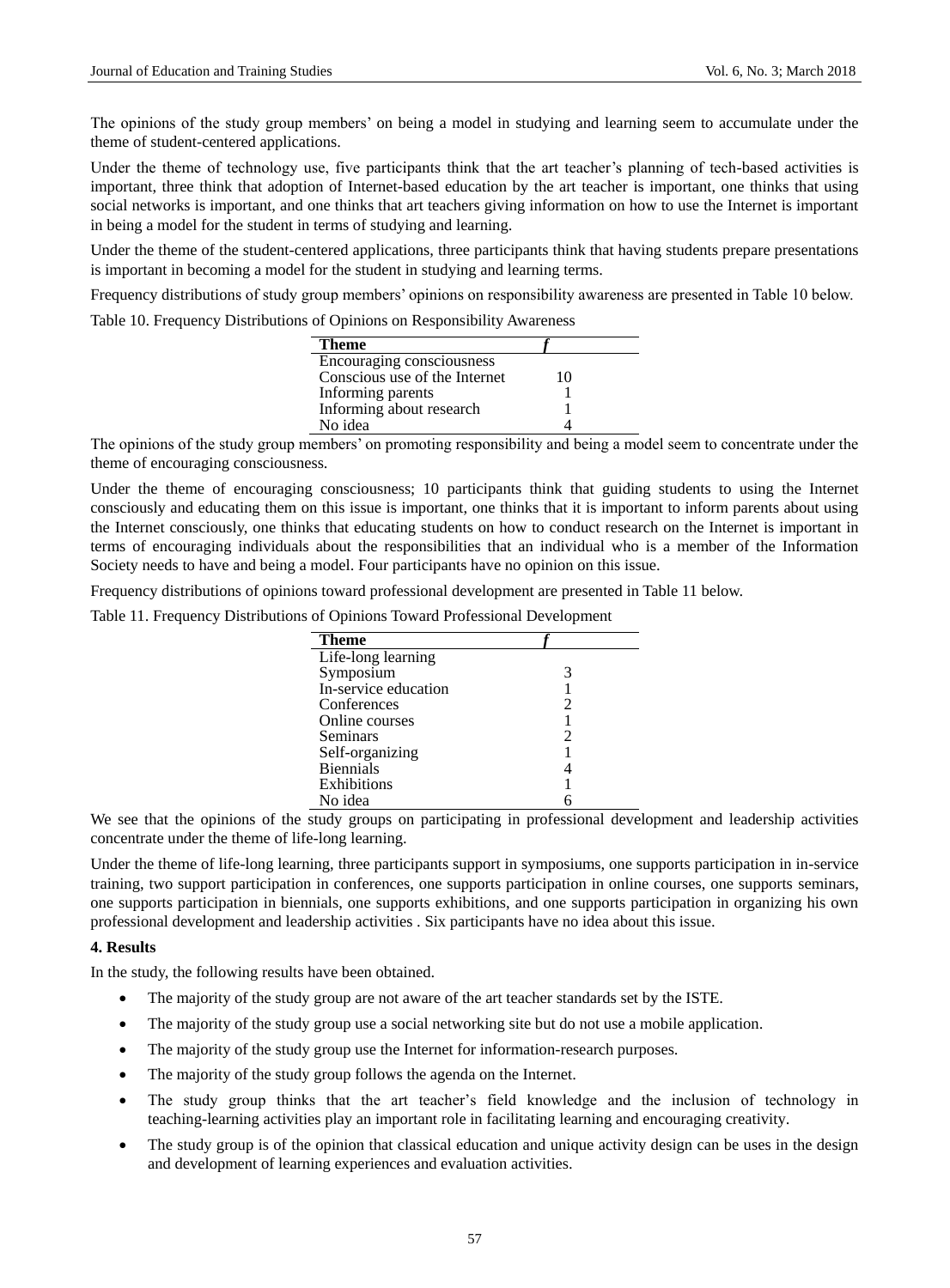The opinions of the study group members' on being a model in studying and learning seem to accumulate under the theme of student-centered applications.

Under the theme of technology use, five participants think that the art teacher's planning of tech-based activities is important, three think that adoption of Internet-based education by the art teacher is important, one thinks that using social networks is important, and one thinks that art teachers giving information on how to use the Internet is important in being a model for the student in terms of studying and learning.

Under the theme of the student-centered applications, three participants think that having students prepare presentations is important in becoming a model for the student in studying and learning terms.

Frequency distributions of study group members' opinions on responsibility awareness are presented in Table 10 below.

Table 10. Frequency Distributions of Opinions on Responsibility Awareness

| Theme | *f* |
|---|---|
| Encouraging consciousness | |
| Conscious use of the Internet | 10 |
| Informing parents | 1 |
| Informing about research | 1 |
| No idea | 4 |

The opinions of the study group members' on promoting responsibility and being a model seem to concentrate under the theme of encouraging consciousness.

Under the theme of encouraging consciousness; 10 participants think that guiding students to using the Internet consciously and educating them on this issue is important, one thinks that it is important to inform parents about using the Internet consciously, one thinks that educating students on how to conduct research on the Internet is important in terms of encouraging individuals about the responsibilities that an individual who is a member of the Information Society needs to have and being a model. Four participants have no opinion on this issue.

Frequency distributions of opinions toward professional development are presented in Table 11 below.

Table 11. Frequency Distributions of Opinions Toward Professional Development

| Theme | *f* |
|---|---|
| Life-long learning | |
| Symposium | 3 |
| In-service education | 1 |
| Conferences | 2 |
| Online courses | 1 |
| Seminars | 2 |
| Self-organizing | 1 |
| Biennials | 4 |
| Exhibitions | 1 |
| No idea | 6 |

We see that the opinions of the study groups on participating in professional development and leadership activities concentrate under the theme of life-long learning.

Under the theme of life-long learning, three participants support in symposiums, one supports participation in in-service training, two support participation in conferences, one supports participation in online courses, one supports seminars, one supports participation in biennials, one supports exhibitions, and one supports participation in organizing his own professional development and leadership activities . Six participants have no idea about this issue.

**4. Results**

In the study, the following results have been obtained.

- The majority of the study group are not aware of the art teacher standards set by the ISTE.
- The majority of the study group use a social networking site but do not use a mobile application.
- The majority of the study group use the Internet for information-research purposes.
- The majority of the study group follows the agenda on the Internet.
- The study group thinks that the art teacher's field knowledge and the inclusion of technology in teaching-learning activities play an important role in facilitating learning and encouraging creativity.
- The study group is of the opinion that classical education and unique activity design can be uses in the design and development of learning experiences and evaluation activities.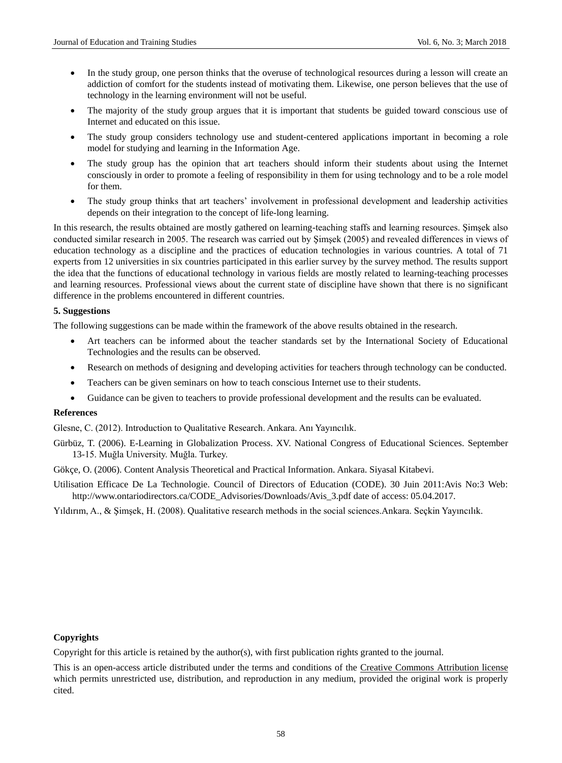- In the study group, one person thinks that the overuse of technological resources during a lesson will create an addiction of comfort for the students instead of motivating them. Likewise, one person believes that the use of technology in the learning environment will not be useful.
- The majority of the study group argues that it is important that students be guided toward conscious use of Internet and educated on this issue.
- The study group considers technology use and student-centered applications important in becoming a role model for studying and learning in the Information Age.
- The study group has the opinion that art teachers should inform their students about using the Internet consciously in order to promote a feeling of responsibility in them for using technology and to be a role model for them.
- The study group thinks that art teachers' involvement in professional development and leadership activities depends on their integration to the concept of life-long learning.

In this research, the results obtained are mostly gathered on learning-teaching staffs and learning resources. Şimşek also conducted similar research in 2005. The research was carried out by Şimşek (2005) and revealed differences in views of education technology as a discipline and the practices of education technologies in various countries. A total of 71 experts from 12 universities in six countries participated in this earlier survey by the survey method. The results support the idea that the functions of educational technology in various fields are mostly related to learning-teaching processes and learning resources. Professional views about the current state of discipline have shown that there is no significant difference in the problems encountered in different countries.

## 5. Suggestions

The following suggestions can be made within the framework of the above results obtained in the research.

- Art teachers can be informed about the teacher standards set by the International Society of Educational Technologies and the results can be observed.
- Research on methods of designing and developing activities for teachers through technology can be conducted.
- Teachers can be given seminars on how to teach conscious Internet use to their students.
- Guidance can be given to teachers to provide professional development and the results can be evaluated.

## References

Glesne, C. (2012). Introduction to Qualitative Research. Ankara. Anı Yayıncılık.

Gürbüz, T. (2006). E-Learning in Globalization Process. XV. National Congress of Educational Sciences. September 13-15. Muğla University. Muğla. Turkey.

Gökçe, O. (2006). Content Analysis Theoretical and Practical Information. Ankara. Siyasal Kitabevi.

Utilisation Efficace De La Technologie. Council of Directors of Education (CODE). 30 Juin 2011:Avis No:3 Web: http://www.ontariodirectors.ca/CODE_Advisories/Downloads/Avis_3.pdf date of access: 05.04.2017.

Yıldırım, A., & Şimşek, H. (2008). Qualitative research methods in the social sciences.Ankara. Seçkin Yayıncılık.

## Copyrights

Copyright for this article is retained by the author(s), with first publication rights granted to the journal.

This is an open-access article distributed under the terms and conditions of the Creative Commons Attribution license which permits unrestricted use, distribution, and reproduction in any medium, provided the original work is properly cited.